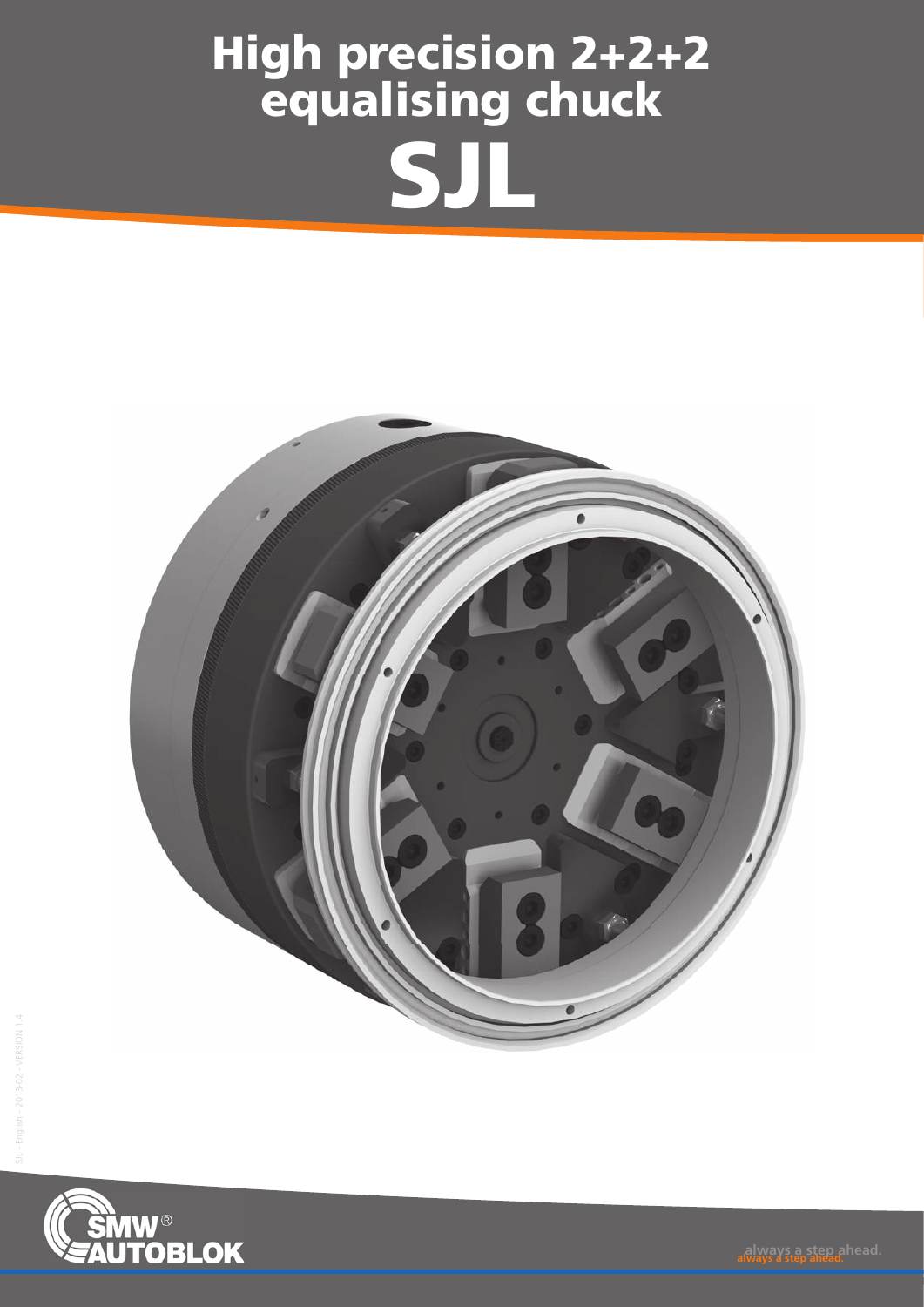# High precision 2+2+2 equalising chuck

# SJL

SJL – English – 2013-02 – VERSION 1.4

SMW® AUTOBLOK

always a step ahead.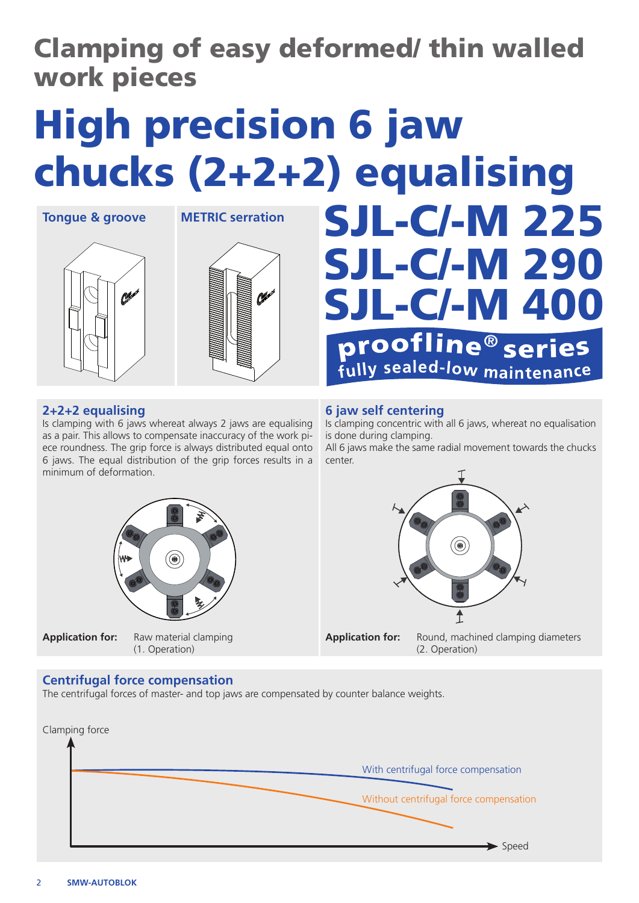# Clamping of easy deformed/ thin walled work pieces

# High precision 6 jaw chucks (2+2+2) equalising

## SJL-C/-M 225
## SJL-C/-M 290
## SJL-C/-M 400

**proofline® series**
**fully sealed-low maintenance**

**Tongue & groove**

**METRIC serration**

### 2+2+2 equalising

Is clamping with 6 jaws whereat always 2 jaws are equalising as a pair. This allows to compensate inaccuracy of the work piece roundness. The grip force is always distributed equal onto 6 jaws. The equal distribution of the grip forces results in a minimum of deformation.

**Application for:** Raw material clamping (1. Operation)

### 6 jaw self centering

Is clamping concentric with all 6 jaws, whereat no equalisation is done during clamping.
All 6 jaws make the same radial movement towards the chucks center.

**Application for:** Round, machined clamping diameters (2. Operation)

### Centrifugal force compensation

The centrifugal forces of master- and top jaws are compensated by counter balance weights.

Clamping force

With centrifugal force compensation

Without centrifugal force compensation

Speed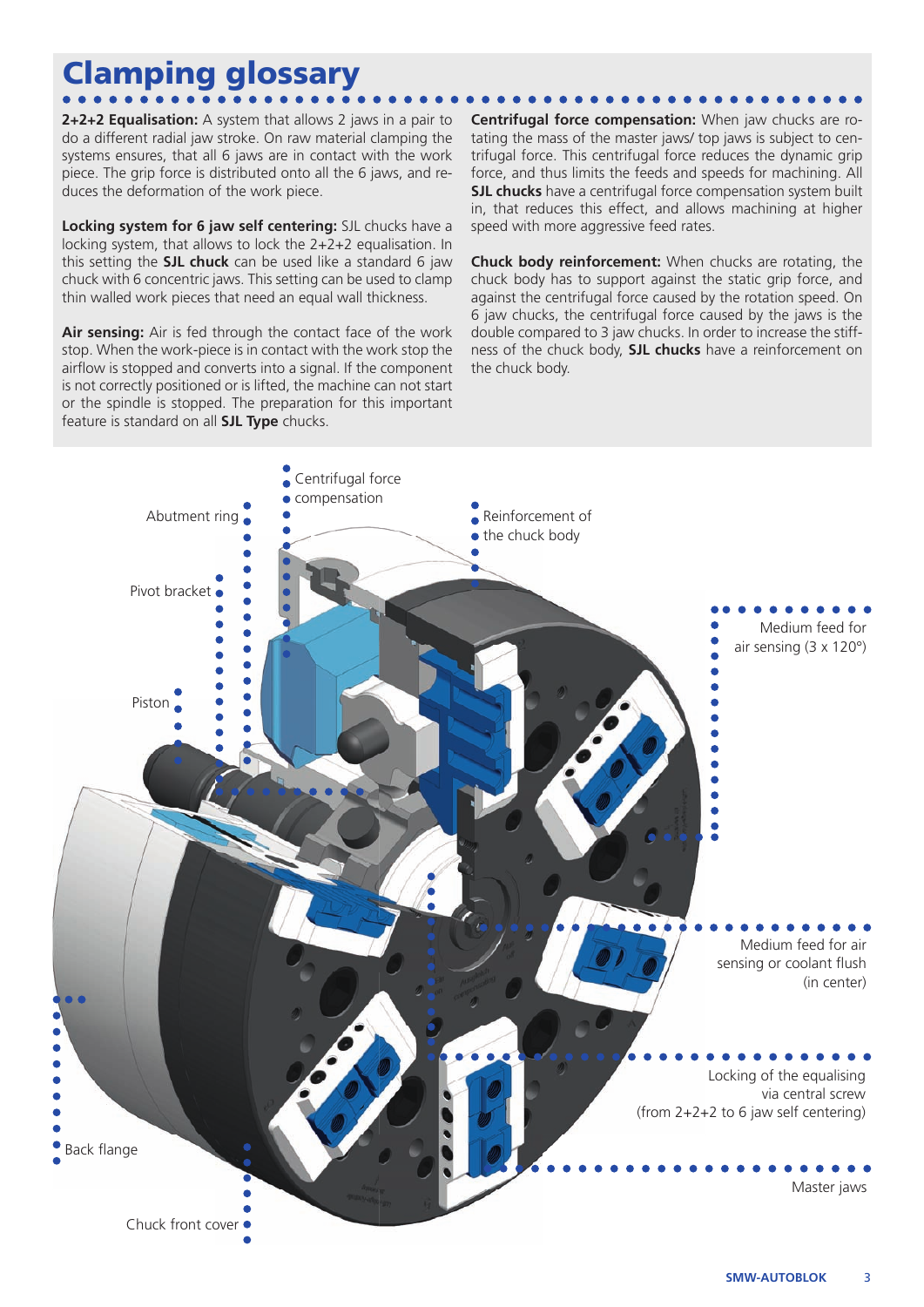# Clamping glossary

**2+2+2 Equalisation:** A system that allows 2 jaws in a pair to do a different radial jaw stroke. On raw material clamping the systems ensures, that all 6 jaws are in contact with the work piece. The grip force is distributed onto all the 6 jaws, and reduces the deformation of the work piece.

**Locking system for 6 jaw self centering:** SJL chucks have a locking system, that allows to lock the 2+2+2 equalisation. In this setting the **SJL chuck** can be used like a standard 6 jaw chuck with 6 concentric jaws. This setting can be used to clamp thin walled work pieces that need an equal wall thickness.

**Air sensing:** Air is fed through the contact face of the work stop. When the work-piece is in contact with the work stop the airflow is stopped and converts into a signal. If the component is not correctly positioned or is lifted, the machine can not start or the spindle is stopped. The preparation for this important feature is standard on all **SJL Type** chucks.

**Centrifugal force compensation:** When jaw chucks are rotating the mass of the master jaws/ top jaws is subject to centrifugal force. This centrifugal force reduces the dynamic grip force, and thus limits the feeds and speeds for machining. All **SJL chucks** have a centrifugal force compensation system built in, that reduces this effect, and allows machining at higher speed with more aggressive feed rates.

**Chuck body reinforcement:** When chucks are rotating, the chuck body has to support against the static grip force, and against the centrifugal force caused by the rotation speed. On 6 jaw chucks, the centrifugal force caused by the jaws is the double compared to 3 jaw chucks. In order to increase the stiffness of the chuck body, **SJL chucks** have a reinforcement on the chuck body.

- Centrifugal force compensation
- Abutment ring
- Reinforcement of the chuck body
- Pivot bracket
- Medium feed for air sensing (3 x 120°)
- Piston
- Medium feed for air sensing or coolant flush (in center)
- Locking of the equalising via central screw (from 2+2+2 to 6 jaw self centering)
- Back flange
- Master jaws
- Chuck front cover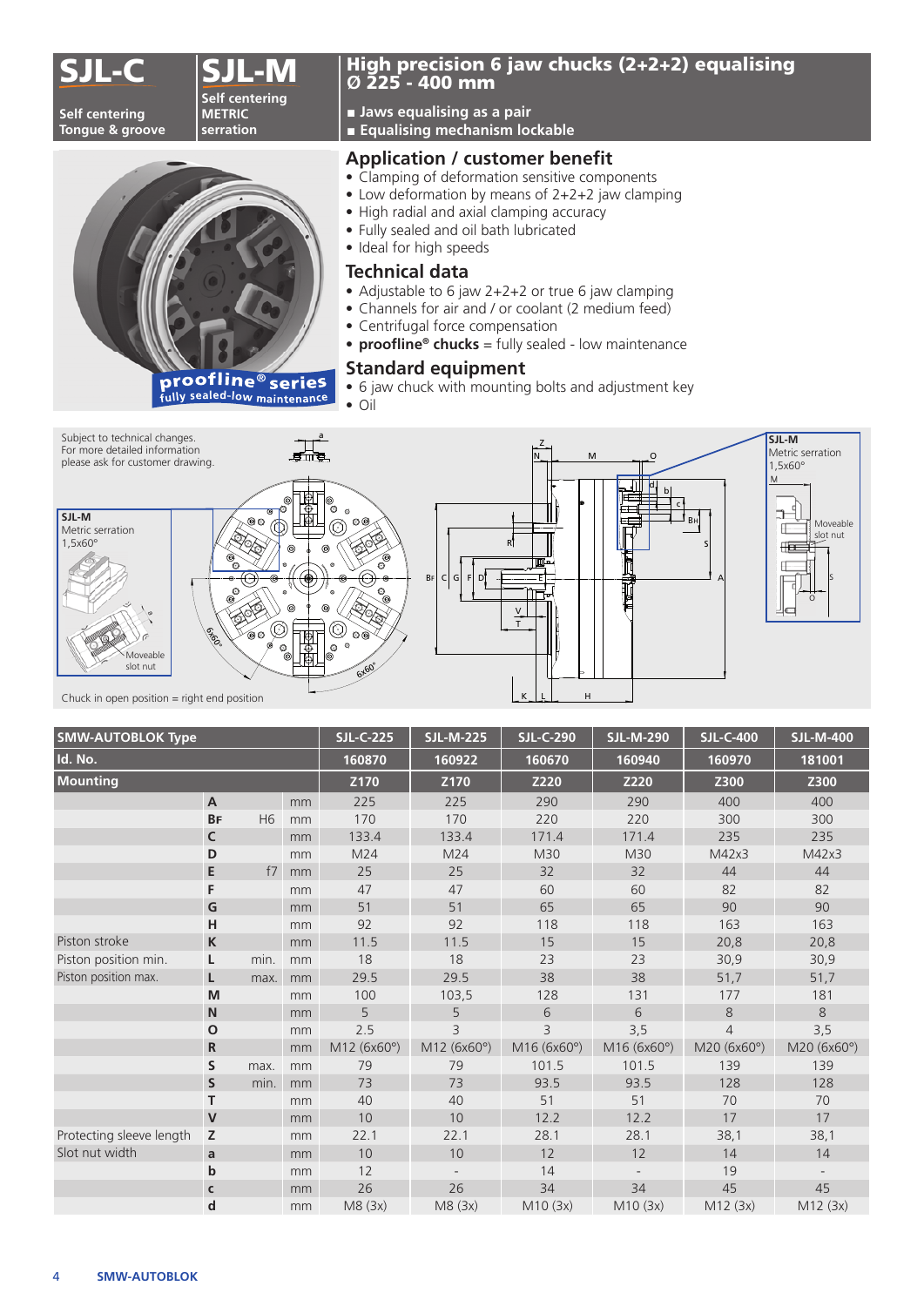# SJL-C

Self centering
Tongue & groove

# SJL-M

Self centering
METRIC
serration

## High precision 6 jaw chucks (2+2+2) equalising Ø 225 - 400 mm

- Jaws equalising as a pair
- Equalising mechanism lockable

proofline® series
fully sealed-low maintenance

### Application / customer benefit

- Clamping of deformation sensitive components
- Low deformation by means of 2+2+2 jaw clamping
- High radial and axial clamping accuracy
- Fully sealed and oil bath lubricated
- Ideal for high speeds

### Technical data

- Adjustable to 6 jaw 2+2+2 or true 6 jaw clamping
- Channels for air and / or coolant (2 medium feed)
- Centrifugal force compensation
- **proofline® chucks** = fully sealed - low maintenance

### Standard equipment

- 6 jaw chuck with mounting bolts and adjustment key
- Oil

Subject to technical changes.
For more detailed information please ask for customer drawing.

SJL-M
Metric serration
1,5x60°

Moveable slot nut

Chuck in open position = right end position

| SMW-AUTOBLOK Type | | | | SJL-C-225 | SJL-M-225 | SJL-C-290 | SJL-M-290 | SJL-C-400 | SJL-M-400 |
|---|---|---|---|---|---|---|---|---|---|
| Id. No. | | | | 160870 | 160922 | 160670 | 160940 | 160970 | 181001 |
| Mounting | | | | Z170 | Z170 | Z220 | Z220 | Z300 | Z300 |
| | A | | mm | 225 | 225 | 290 | 290 | 400 | 400 |
| | BF | H6 | mm | 170 | 170 | 220 | 220 | 300 | 300 |
| | C | | mm | 133.4 | 133.4 | 171.4 | 171.4 | 235 | 235 |
| | D | | mm | M24 | M24 | M30 | M30 | M42x3 | M42x3 |
| | E | f7 | mm | 25 | 25 | 32 | 32 | 44 | 44 |
| | F | | mm | 47 | 47 | 60 | 60 | 82 | 82 |
| | G | | mm | 51 | 51 | 65 | 65 | 90 | 90 |
| | H | | mm | 92 | 92 | 118 | 118 | 163 | 163 |
| Piston stroke | K | | mm | 11.5 | 11.5 | 15 | 15 | 20,8 | 20,8 |
| Piston position min. | L | min. | mm | 18 | 18 | 23 | 23 | 30,9 | 30,9 |
| Piston position max. | L | max. | mm | 29.5 | 29.5 | 38 | 38 | 51,7 | 51,7 |
| | M | | mm | 100 | 103,5 | 128 | 131 | 177 | 181 |
| | N | | mm | 5 | 5 | 6 | 6 | 8 | 8 |
| | O | | mm | 2.5 | 3 | 3 | 3,5 | 4 | 3,5 |
| | R | | mm | M12 (6x60°) | M12 (6x60°) | M16 (6x60°) | M16 (6x60°) | M20 (6x60°) | M20 (6x60°) |
| | S | max. | mm | 79 | 79 | 101.5 | 101.5 | 139 | 139 |
| | S | min. | mm | 73 | 73 | 93.5 | 93.5 | 128 | 128 |
| | T | | mm | 40 | 40 | 51 | 51 | 70 | 70 |
| | V | | mm | 10 | 10 | 12.2 | 12.2 | 17 | 17 |
| Protecting sleeve length | Z | | mm | 22.1 | 22.1 | 28.1 | 28.1 | 38,1 | 38,1 |
| Slot nut width | a | | mm | 10 | 10 | 12 | 12 | 14 | 14 |
| | b | | mm | 12 | - | 14 | - | 19 | - |
| | c | | mm | 26 | 26 | 34 | 34 | 45 | 45 |
| | d | | mm | M8 (3x) | M8 (3x) | M10 (3x) | M10 (3x) | M12 (3x) | M12 (3x) |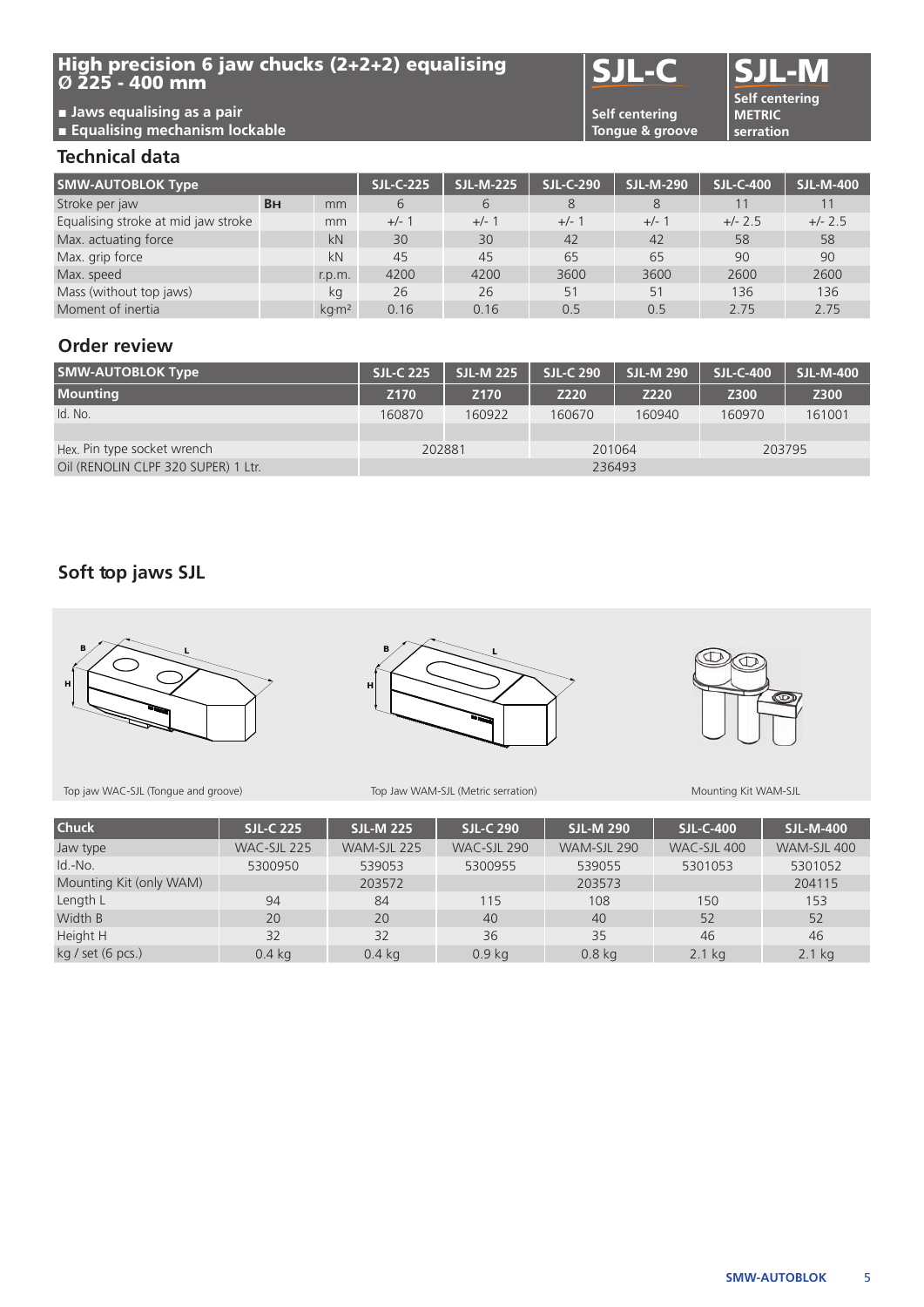# High precision 6 jaw chucks (2+2+2) equalising Ø 225 - 400 mm

- Jaws equalising as a pair
- Equalising mechanism lockable

**SJL-C** Self centering Tongue & groove

**SJL-M** Self centering METRIC serration

## Technical data

| SMW-AUTOBLOK Type | | | SJL-C-225 | SJL-M-225 | SJL-C-290 | SJL-M-290 | SJL-C-400 | SJL-M-400 |
|---|---|---|---|---|---|---|---|---|
| Stroke per jaw | BH | mm | 6 | 6 | 8 | 8 | 11 | 11 |
| Equalising stroke at mid jaw stroke | | mm | +/- 1 | +/- 1 | +/- 1 | +/- 1 | +/- 2.5 | +/- 2.5 |
| Max. actuating force | | kN | 30 | 30 | 42 | 42 | 58 | 58 |
| Max. grip force | | kN | 45 | 45 | 65 | 65 | 90 | 90 |
| Max. speed | | r.p.m. | 4200 | 4200 | 3600 | 3600 | 2600 | 2600 |
| Mass (without top jaws) | | kg | 26 | 26 | 51 | 51 | 136 | 136 |
| Moment of inertia | | kg·m² | 0.16 | 0.16 | 0.5 | 0.5 | 2.75 | 2.75 |

## Order review

| SMW-AUTOBLOK Type | SJL-C 225 | SJL-M 225 | SJL-C 290 | SJL-M 290 | SJL-C-400 | SJL-M-400 |
|---|---|---|---|---|---|---|
| Mounting | Z170 | Z170 | Z220 | Z220 | Z300 | Z300 |
| Id. No. | 160870 | 160922 | 160670 | 160940 | 160970 | 161001 |
| | | | | | | |
| Hex. Pin type socket wrench | 202881 | | 201064 | | 203795 | |
| Oil (RENOLIN CLPF 320 SUPER) 1 Ltr. | 236493 | | | | | |

## Soft top jaws SJL

Top jaw WAC-SJL (Tongue and groove)

Top Jaw WAM-SJL (Metric serration)

Mounting Kit WAM-SJL

| Chuck | SJL-C 225 | SJL-M 225 | SJL-C 290 | SJL-M 290 | SJL-C-400 | SJL-M-400 |
|---|---|---|---|---|---|---|
| Jaw type | WAC-SJL 225 | WAM-SJL 225 | WAC-SJL 290 | WAM-SJL 290 | WAC-SJL 400 | WAM-SJL 400 |
| Id.-No. | 5300950 | 539053 | 5300955 | 539055 | 5301053 | 5301052 |
| Mounting Kit (only WAM) | | 203572 | | 203573 | | 204115 |
| Length L | 94 | 84 | 115 | 108 | 150 | 153 |
| Width B | 20 | 20 | 40 | 40 | 52 | 52 |
| Height H | 32 | 32 | 36 | 35 | 46 | 46 |
| kg / set (6 pcs.) | 0.4 kg | 0.4 kg | 0.9 kg | 0.8 kg | 2.1 kg | 2.1 kg |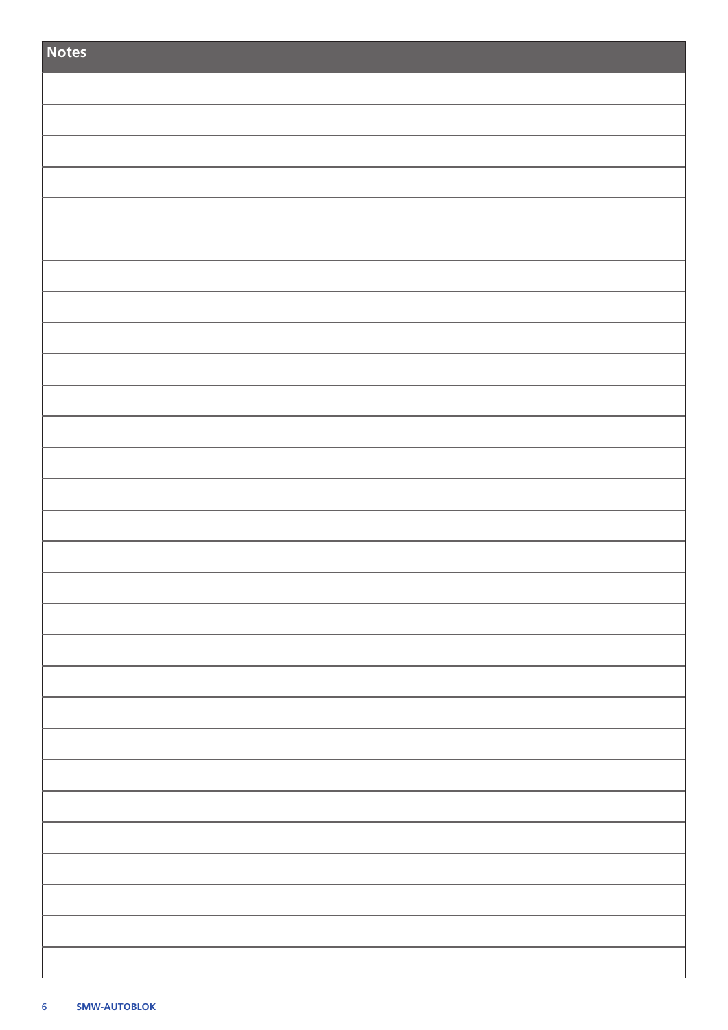## Notes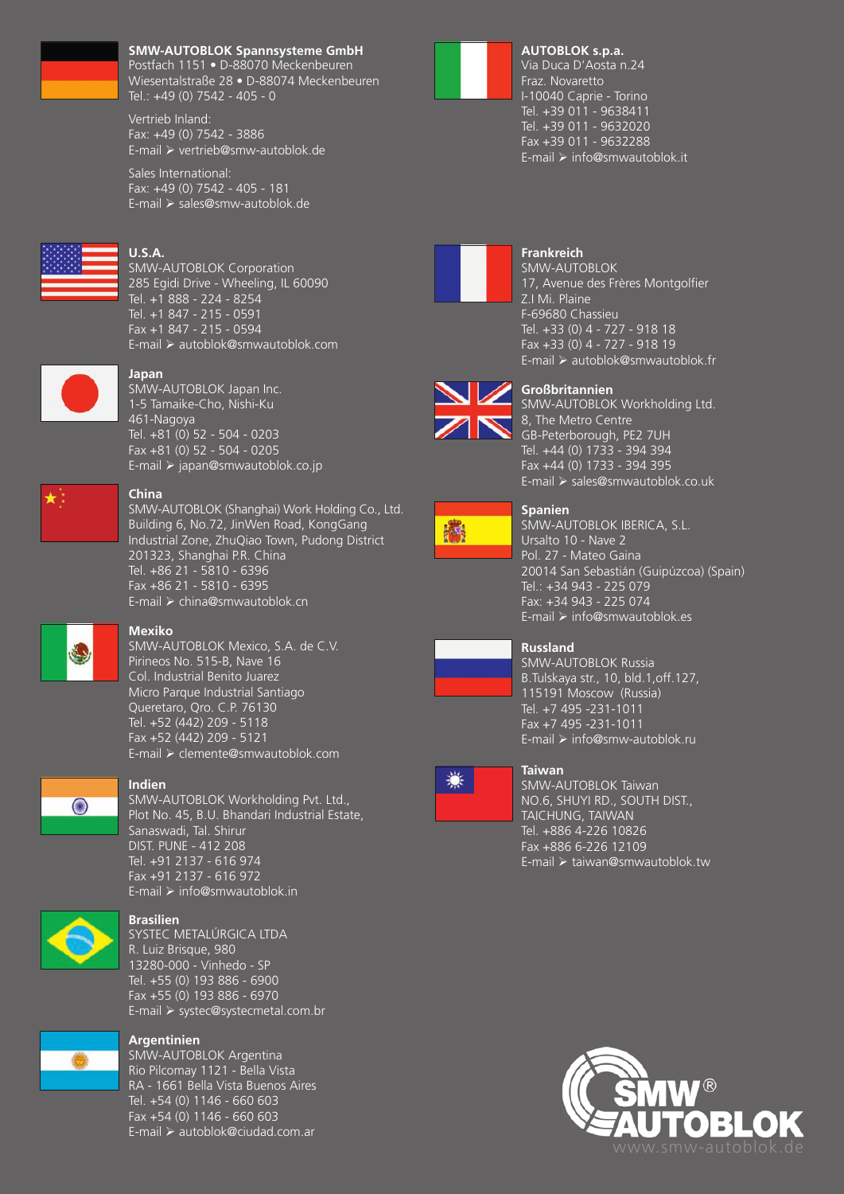**SMW-AUTOBLOK Spannsysteme GmbH**
Postfach 1151 • D-88070 Meckenbeuren
Wiesentalstraße 28 • D-88074 Meckenbeuren
Tel.: +49 (0) 7542 - 405 - 0

Vertrieb Inland:
Fax: +49 (0) 7542 - 3886
E-mail ➢ vertrieb@smw-autoblok.de

Sales International:
Fax: +49 (0) 7542 - 405 - 181
E-mail ➢ sales@smw-autoblok.de

**U.S.A.**
SMW-AUTOBLOK Corporation
285 Egidi Drive - Wheeling, IL 60090
Tel. +1 888 - 224 - 8254
Tel. +1 847 - 215 - 0591
Fax +1 847 - 215 - 0594
E-mail ➢ autoblok@smwautoblok.com

**Japan**
SMW-AUTOBLOK Japan Inc.
1-5 Tamaike-Cho, Nishi-Ku
461-Nagoya
Tel. +81 (0) 52 - 504 - 0203
Fax +81 (0) 52 - 504 - 0205
E-mail ➢ japan@smwautoblok.co.jp

**China**
SMW-AUTOBLOK (Shanghai) Work Holding Co., Ltd.
Building 6, No.72, JinWen Road, KongGang
Industrial Zone, ZhuQiao Town, Pudong District
201323, Shanghai P.R. China
Tel. +86 21 - 5810 - 6396
Fax +86 21 - 5810 - 6395
E-mail ➢ china@smwautoblok.cn

**Mexiko**
SMW-AUTOBLOK Mexico, S.A. de C.V.
Pirineos No. 515-B, Nave 16
Col. Industrial Benito Juarez
Micro Parque Industrial Santiago
Queretaro, Qro. C.P. 76130
Tel. +52 (442) 209 - 5118
Fax +52 (442) 209 - 5121
E-mail ➢ clemente@smwautoblok.com

**Indien**
SMW-AUTOBLOK Workholding Pvt. Ltd.,
Plot No. 45, B.U. Bhandari Industrial Estate,
Sanaswadi, Tal. Shirur
DIST. PUNE - 412 208
Tel. +91 2137 - 616 974
Fax +91 2137 - 616 972
E-mail ➢ info@smwautoblok.in

**Brasilien**
SYSTEC METALÚRGICA LTDA
R. Luiz Brisque, 980
13280-000 - Vinhedo - SP
Tel. +55 (0) 193 886 - 6900
Fax +55 (0) 193 886 - 6970
E-mail ➢ systec@systecmetal.com.br

**Argentinien**
SMW-AUTOBLOK Argentina
Rio Pilcomay 1121 - Bella Vista
RA - 1661 Bella Vista Buenos Aires
Tel. +54 (0) 1146 - 660 603
Fax +54 (0) 1146 - 660 603
E-mail ➢ autoblok@ciudad.com.ar

**AUTOBLOK s.p.a.**
Via Duca D'Aosta n.24
Fraz. Novaretto
I-10040 Caprie - Torino
Tel. +39 011 - 9638411
Tel. +39 011 - 9632020
Fax +39 011 - 9632288
E-mail ➢ info@smwautoblok.it

**Frankreich**
SMW-AUTOBLOK
17, Avenue des Frères Montgolfier
Z.I Mi. Plaine
F-69680 Chassieu
Tel. +33 (0) 4 - 727 - 918 18
Fax +33 (0) 4 - 727 - 918 19
E-mail ➢ autoblok@smwautoblok.fr

**Großbritannien**
SMW-AUTOBLOK Workholding Ltd.
8, The Metro Centre
GB-Peterborough, PE2 7UH
Tel. +44 (0) 1733 - 394 394
Fax +44 (0) 1733 - 394 395
E-mail ➢ sales@smwautoblok.co.uk

**Spanien**
SMW-AUTOBLOK IBERICA, S.L.
Ursalto 10 - Nave 2
Pol. 27 - Mateo Gaina
20014 San Sebastián (Guipúzcoa) (Spain)
Tel.: +34 943 - 225 079
Fax: +34 943 - 225 074
E-mail ➢ info@smwautoblok.es

**Russland**
SMW-AUTOBLOK Russia
B.Tulskaya str., 10, bld.1,off.127,
115191 Moscow (Russia)
Tel. +7 495 -231-1011
Fax +7 495 -231-1011
E-mail ➢ info@smw-autoblok.ru

**Taiwan**
SMW-AUTOBLOK Taiwan
NO.6, SHUYI RD., SOUTH DIST.,
TAICHUNG, TAIWAN
Tel. +886 4-226 10826
Fax +886 6-226 12109
E-mail ➢ taiwan@smwautoblok.tw

SMW® AUTOBLOK
www.smw-autoblok.de